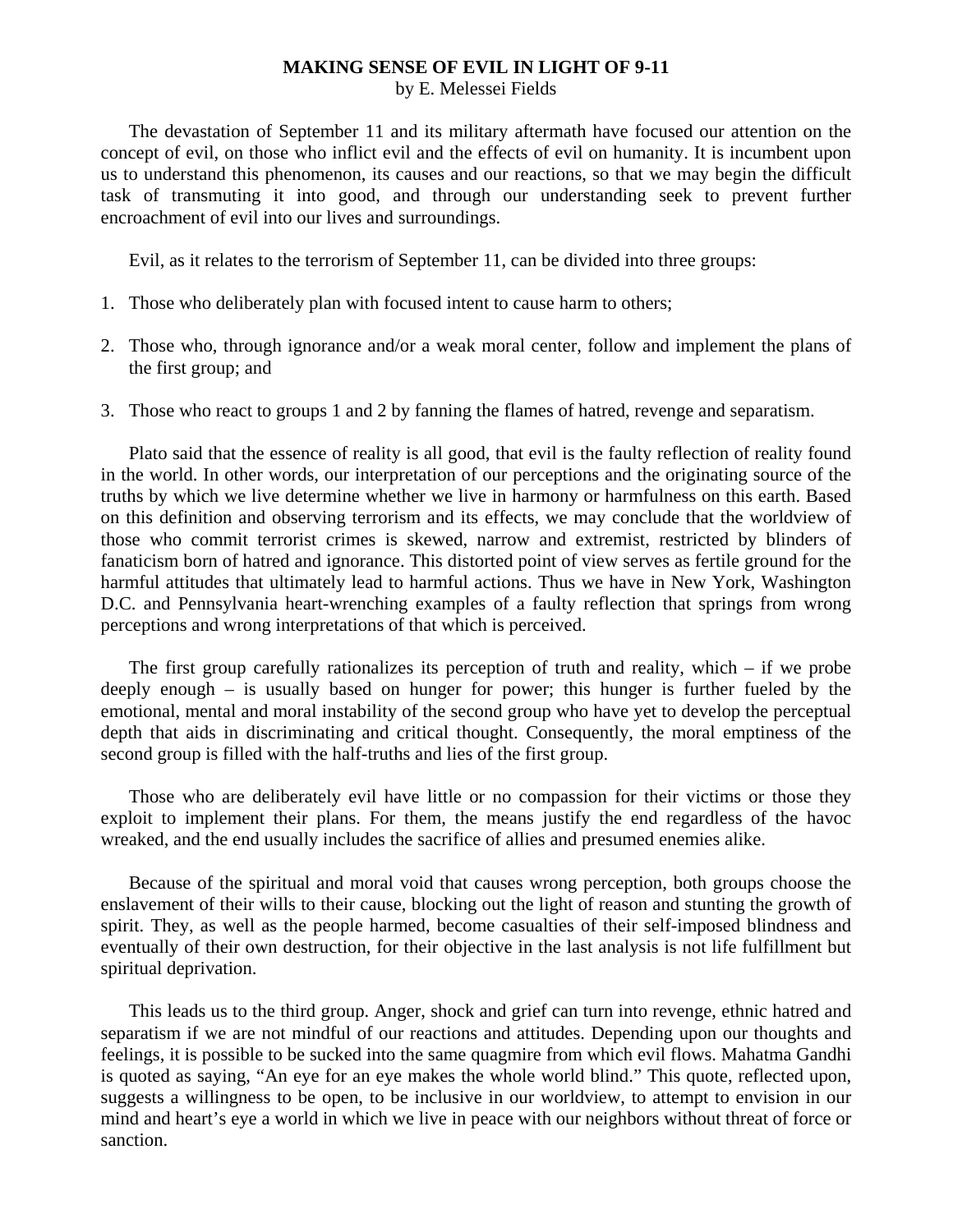# MAKING SENSE OF EVIL IN LIGHT OF 9-11

by E. Melessei Fields

The devastation of September 11 and its military aftermath have focused our attention on the concept of evil, on those who inflict evil and the effects of evil on humanity. It is incumbent upon us to understand this phenomenon, its causes and our reactions, so that we may begin the difficult task of transmuting it into good, and through our understanding seek to prevent further encroachment of evil into our lives and surroundings.

Evil, as it relates to the terrorism of September 11, can be divided into three groups:

1. Those who deliberately plan with focused intent to cause harm to others;

2. Those who, through ignorance and/or a weak moral center, follow and implement the plans of the first group; and

3. Those who react to groups 1 and 2 by fanning the flames of hatred, revenge and separatism.

Plato said that the essence of reality is all good, that evil is the faulty reflection of reality found in the world. In other words, our interpretation of our perceptions and the originating source of the truths by which we live determine whether we live in harmony or harmfulness on this earth. Based on this definition and observing terrorism and its effects, we may conclude that the worldview of those who commit terrorist crimes is skewed, narrow and extremist, restricted by blinders of fanaticism born of hatred and ignorance. This distorted point of view serves as fertile ground for the harmful attitudes that ultimately lead to harmful actions. Thus we have in New York, Washington D.C. and Pennsylvania heart-wrenching examples of a faulty reflection that springs from wrong perceptions and wrong interpretations of that which is perceived.

The first group carefully rationalizes its perception of truth and reality, which – if we probe deeply enough – is usually based on hunger for power; this hunger is further fueled by the emotional, mental and moral instability of the second group who have yet to develop the perceptual depth that aids in discriminating and critical thought. Consequently, the moral emptiness of the second group is filled with the half-truths and lies of the first group.

Those who are deliberately evil have little or no compassion for their victims or those they exploit to implement their plans. For them, the means justify the end regardless of the havoc wreaked, and the end usually includes the sacrifice of allies and presumed enemies alike.

Because of the spiritual and moral void that causes wrong perception, both groups choose the enslavement of their wills to their cause, blocking out the light of reason and stunting the growth of spirit. They, as well as the people harmed, become casualties of their self-imposed blindness and eventually of their own destruction, for their objective in the last analysis is not life fulfillment but spiritual deprivation.

This leads us to the third group. Anger, shock and grief can turn into revenge, ethnic hatred and separatism if we are not mindful of our reactions and attitudes. Depending upon our thoughts and feelings, it is possible to be sucked into the same quagmire from which evil flows. Mahatma Gandhi is quoted as saying, "An eye for an eye makes the whole world blind." This quote, reflected upon, suggests a willingness to be open, to be inclusive in our worldview, to attempt to envision in our mind and heart's eye a world in which we live in peace with our neighbors without threat of force or sanction.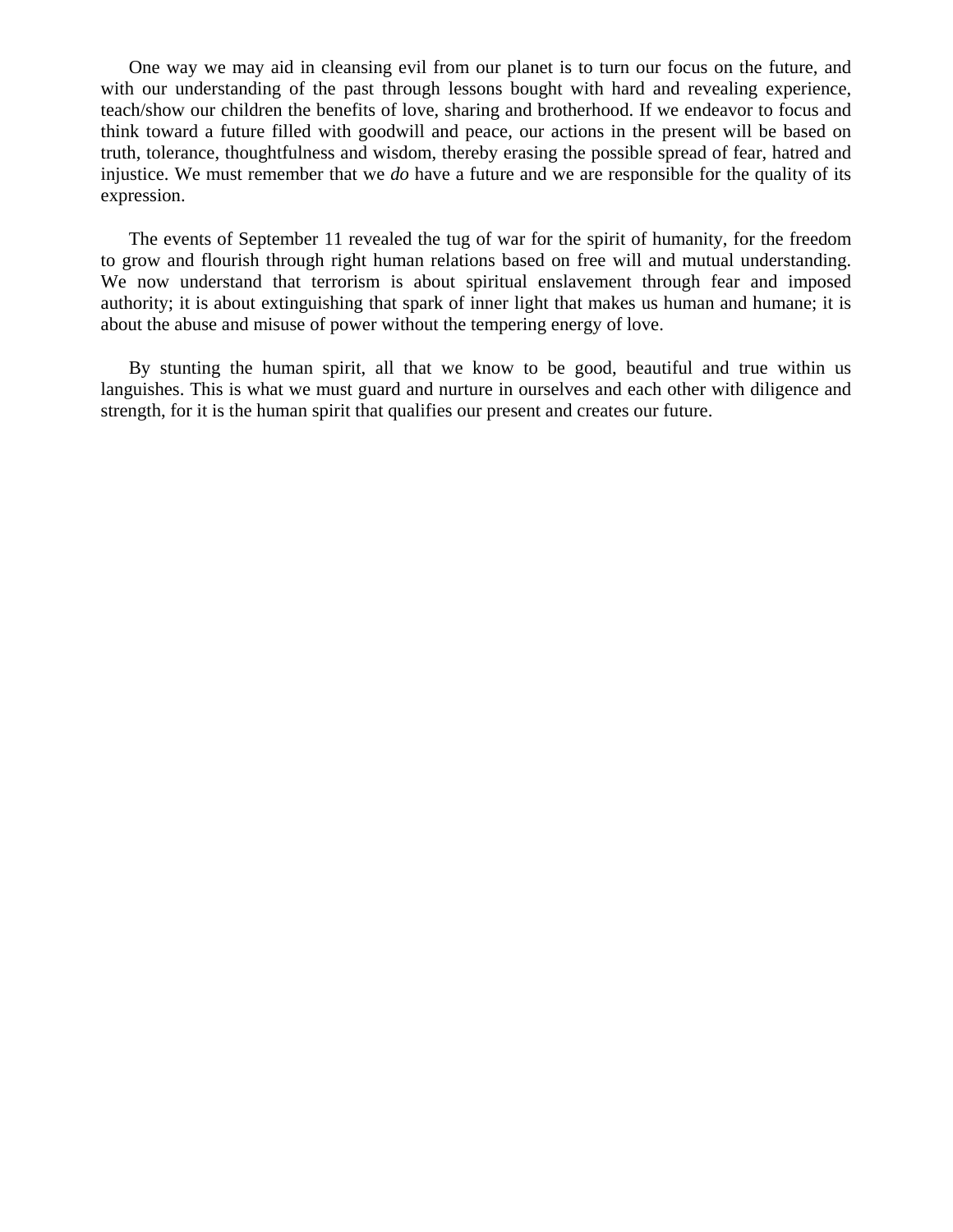One way we may aid in cleansing evil from our planet is to turn our focus on the future, and with our understanding of the past through lessons bought with hard and revealing experience, teach/show our children the benefits of love, sharing and brotherhood. If we endeavor to focus and think toward a future filled with goodwill and peace, our actions in the present will be based on truth, tolerance, thoughtfulness and wisdom, thereby erasing the possible spread of fear, hatred and injustice. We must remember that we *do* have a future and we are responsible for the quality of its expression.

The events of September 11 revealed the tug of war for the spirit of humanity, for the freedom to grow and flourish through right human relations based on free will and mutual understanding. We now understand that terrorism is about spiritual enslavement through fear and imposed authority; it is about extinguishing that spark of inner light that makes us human and humane; it is about the abuse and misuse of power without the tempering energy of love.

By stunting the human spirit, all that we know to be good, beautiful and true within us languishes. This is what we must guard and nurture in ourselves and each other with diligence and strength, for it is the human spirit that qualifies our present and creates our future.